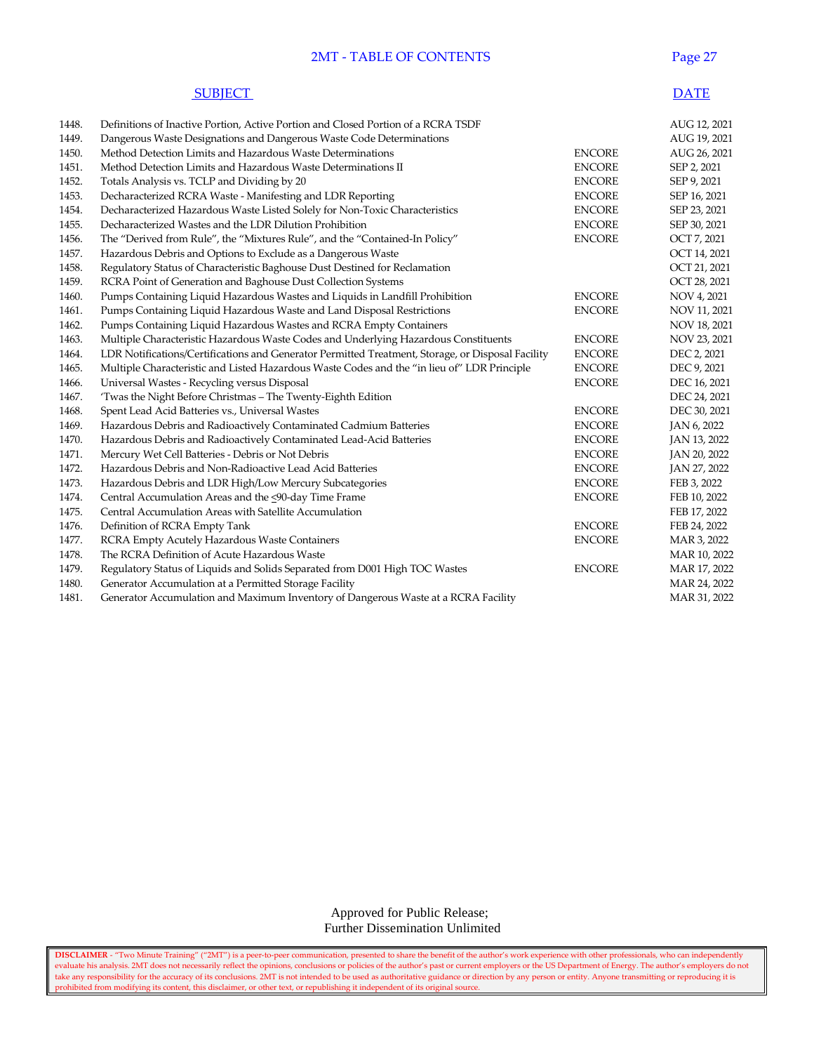# 2MT - TABLE OF CONTENTS

| | SUBJECT | | DATE |
|---|---|---|---|
| 1448. | Definitions of Inactive Portion, Active Portion and Closed Portion of a RCRA TSDF | | AUG 12, 2021 |
| 1449. | Dangerous Waste Designations and Dangerous Waste Code Determinations | | AUG 19, 2021 |
| 1450. | Method Detection Limits and Hazardous Waste Determinations | ENCORE | AUG 26, 2021 |
| 1451. | Method Detection Limits and Hazardous Waste Determinations II | ENCORE | SEP 2, 2021 |
| 1452. | Totals Analysis vs. TCLP and Dividing by 20 | ENCORE | SEP 9, 2021 |
| 1453. | Decharacterized RCRA Waste - Manifesting and LDR Reporting | ENCORE | SEP 16, 2021 |
| 1454. | Decharacterized Hazardous Waste Listed Solely for Non-Toxic Characteristics | ENCORE | SEP 23, 2021 |
| 1455. | Decharacterized Wastes and the LDR Dilution Prohibition | ENCORE | SEP 30, 2021 |
| 1456. | The "Derived from Rule", the "Mixtures Rule", and the "Contained-In Policy" | ENCORE | OCT 7, 2021 |
| 1457. | Hazardous Debris and Options to Exclude as a Dangerous Waste | | OCT 14, 2021 |
| 1458. | Regulatory Status of Characteristic Baghouse Dust Destined for Reclamation | | OCT 21, 2021 |
| 1459. | RCRA Point of Generation and Baghouse Dust Collection Systems | | OCT 28, 2021 |
| 1460. | Pumps Containing Liquid Hazardous Wastes and Liquids in Landfill Prohibition | ENCORE | NOV 4, 2021 |
| 1461. | Pumps Containing Liquid Hazardous Waste and Land Disposal Restrictions | ENCORE | NOV 11, 2021 |
| 1462. | Pumps Containing Liquid Hazardous Wastes and RCRA Empty Containers | | NOV 18, 2021 |
| 1463. | Multiple Characteristic Hazardous Waste Codes and Underlying Hazardous Constituents | ENCORE | NOV 23, 2021 |
| 1464. | LDR Notifications/Certifications and Generator Permitted Treatment, Storage, or Disposal Facility | ENCORE | DEC 2, 2021 |
| 1465. | Multiple Characteristic and Listed Hazardous Waste Codes and the "in lieu of" LDR Principle | ENCORE | DEC 9, 2021 |
| 1466. | Universal Wastes - Recycling versus Disposal | ENCORE | DEC 16, 2021 |
| 1467. | 'Twas the Night Before Christmas – The Twenty-Eighth Edition | | DEC 24, 2021 |
| 1468. | Spent Lead Acid Batteries vs., Universal Wastes | ENCORE | DEC 30, 2021 |
| 1469. | Hazardous Debris and Radioactively Contaminated Cadmium Batteries | ENCORE | JAN 6, 2022 |
| 1470. | Hazardous Debris and Radioactively Contaminated Lead-Acid Batteries | ENCORE | JAN 13, 2022 |
| 1471. | Mercury Wet Cell Batteries - Debris or Not Debris | ENCORE | JAN 20, 2022 |
| 1472. | Hazardous Debris and Non-Radioactive Lead Acid Batteries | ENCORE | JAN 27, 2022 |
| 1473. | Hazardous Debris and LDR High/Low Mercury Subcategories | ENCORE | FEB 3, 2022 |
| 1474. | Central Accumulation Areas and the ≤90-day Time Frame | ENCORE | FEB 10, 2022 |
| 1475. | Central Accumulation Areas with Satellite Accumulation | | FEB 17, 2022 |
| 1476. | Definition of RCRA Empty Tank | ENCORE | FEB 24, 2022 |
| 1477. | RCRA Empty Acutely Hazardous Waste Containers | ENCORE | MAR 3, 2022 |
| 1478. | The RCRA Definition of Acute Hazardous Waste | | MAR 10, 2022 |
| 1479. | Regulatory Status of Liquids and Solids Separated from D001 High TOC Wastes | ENCORE | MAR 17, 2022 |
| 1480. | Generator Accumulation at a Permitted Storage Facility | | MAR 24, 2022 |
| 1481. | Generator Accumulation and Maximum Inventory of Dangerous Waste at a RCRA Facility | | MAR 31, 2022 |

Approved for Public Release;
Further Dissemination Unlimited

**DISCLAIMER** - "Two Minute Training" ("2MT") is a peer-to-peer communication, presented to share the benefit of the author's work experience with other professionals, who can independently evaluate his analysis. 2MT does not necessarily reflect the opinions, conclusions or policies of the author's past or current employers or the US Department of Energy. The author's employers do not take any responsibility for the accuracy of its conclusions. 2MT is not intended to be used as authoritative guidance or direction by any person or entity. Anyone transmitting or reproducing it is prohibited from modifying its content, this disclaimer, or other text, or republishing it independent of its original source.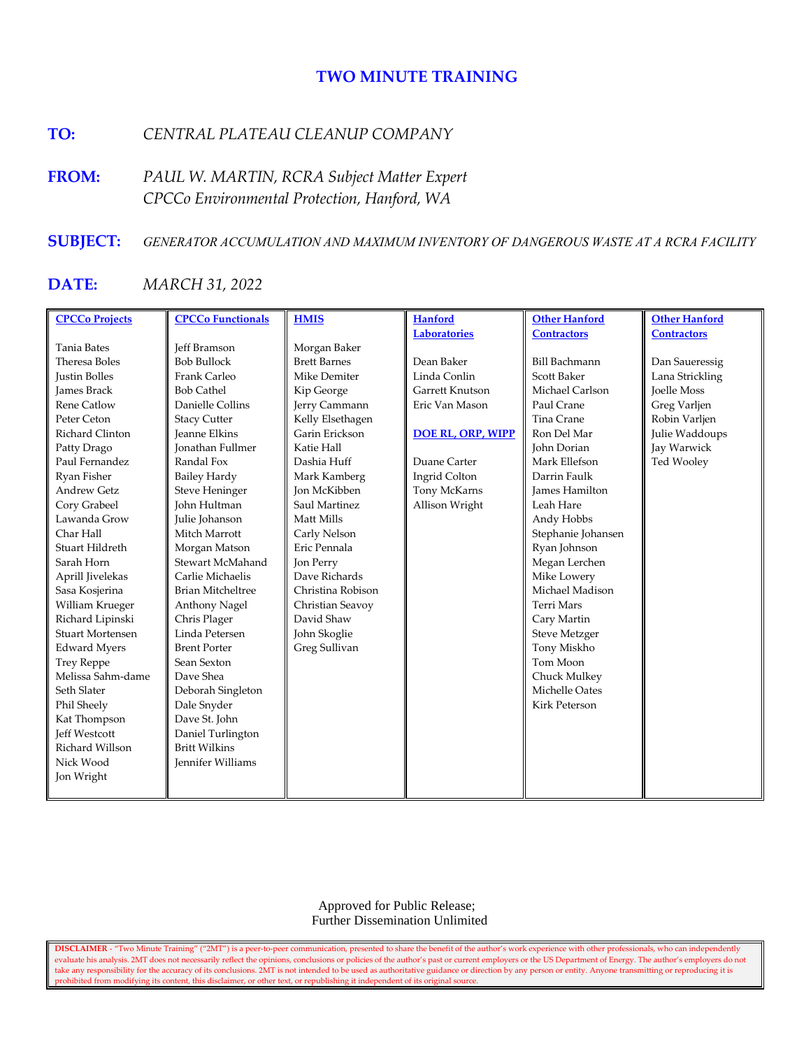# TWO MINUTE TRAINING

**TO:** *CENTRAL PLATEAU CLEANUP COMPANY*

**FROM:** *PAUL W. MARTIN, RCRA Subject Matter Expert*
*CPCCo Environmental Protection, Hanford, WA*

**SUBJECT:** *GENERATOR ACCUMULATION AND MAXIMUM INVENTORY OF DANGEROUS WASTE AT A RCRA FACILITY*

**DATE:** *MARCH 31, 2022*

| CPCCo Projects | CPCCo Functionals | HMIS | Hanford Laboratories | Other Hanford Contractors | Other Hanford Contractors |
|---|---|---|---|---|---|
| Tania Bates | Jeff Bramson | Morgan Baker | | | |
| Theresa Boles | Bob Bullock | Brett Barnes | Dean Baker | Bill Bachmann | Dan Saueressig |
| Justin Bolles | Frank Carleo | Mike Demiter | Linda Conlin | Scott Baker | Lana Strickling |
| James Brack | Bob Cathel | Kip George | Garrett Knutson | Michael Carlson | Joelle Moss |
| Rene Catlow | Danielle Collins | Jerry Cammann | Eric Van Mason | Paul Crane | Greg Varljen |
| Peter Ceton | Stacy Cutter | Kelly Elsethagen | | Tina Crane | Robin Varljen |
| Richard Clinton | Jeanne Elkins | Garin Erickson | **DOE RL, ORP, WIPP** | Ron Del Mar | Julie Waddoups |
| Patty Drago | Jonathan Fullmer | Katie Hall | | John Dorian | Jay Warwick |
| Paul Fernandez | Randal Fox | Dashia Huff | Duane Carter | Mark Ellefson | Ted Wooley |
| Ryan Fisher | Bailey Hardy | Mark Kamberg | Ingrid Colton | Darrin Faulk | |
| Andrew Getz | Steve Heninger | Jon McKibben | Tony McKarns | James Hamilton | |
| Cory Grabeel | John Hultman | Saul Martinez | Allison Wright | Leah Hare | |
| Lawanda Grow | Julie Johanson | Matt Mills | | Andy Hobbs | |
| Char Hall | Mitch Marrott | Carly Nelson | | Stephanie Johansen | |
| Stuart Hildreth | Morgan Matson | Eric Pennala | | Ryan Johnson | |
| Sarah Horn | Stewart McMahand | Jon Perry | | Megan Lerchen | |
| Aprill Jivelekas | Carlie Michaelis | Dave Richards | | Mike Lowery | |
| Sasa Kosjerina | Brian Mitcheltree | Christina Robison | | Michael Madison | |
| William Krueger | Anthony Nagel | Christian Seavoy | | Terri Mars | |
| Richard Lipinski | Chris Plager | David Shaw | | Cary Martin | |
| Stuart Mortensen | Linda Petersen | John Skoglie | | Steve Metzger | |
| Edward Myers | Brent Porter | Greg Sullivan | | Tony Miskho | |
| Trey Reppe | Sean Sexton | | | Tom Moon | |
| Melissa Sahm-dame | Dave Shea | | | Chuck Mulkey | |
| Seth Slater | Deborah Singleton | | | Michelle Oates | |
| Phil Sheely | Dale Snyder | | | Kirk Peterson | |
| Kat Thompson | Dave St. John | | | | |
| Jeff Westcott | Daniel Turlington | | | | |
| Richard Willson | Britt Wilkins | | | | |
| Nick Wood | Jennifer Williams | | | | |
| Jon Wright | | | | | |

Approved for Public Release;
Further Dissemination Unlimited

**DISCLAIMER** - "Two Minute Training" ("2MT") is a peer-to-peer communication, presented to share the benefit of the author's work experience with other professionals, who can independently evaluate his analysis. 2MT does not necessarily reflect the opinions, conclusions or policies of the author's past or current employers or the US Department of Energy. The author's employers do not take any responsibility for the accuracy of its conclusions. 2MT is not intended to be used as authoritative guidance or direction by any person or entity. Anyone transmitting or reproducing it is prohibited from modifying its content, this disclaimer, or other text, or republishing it independent of its original source.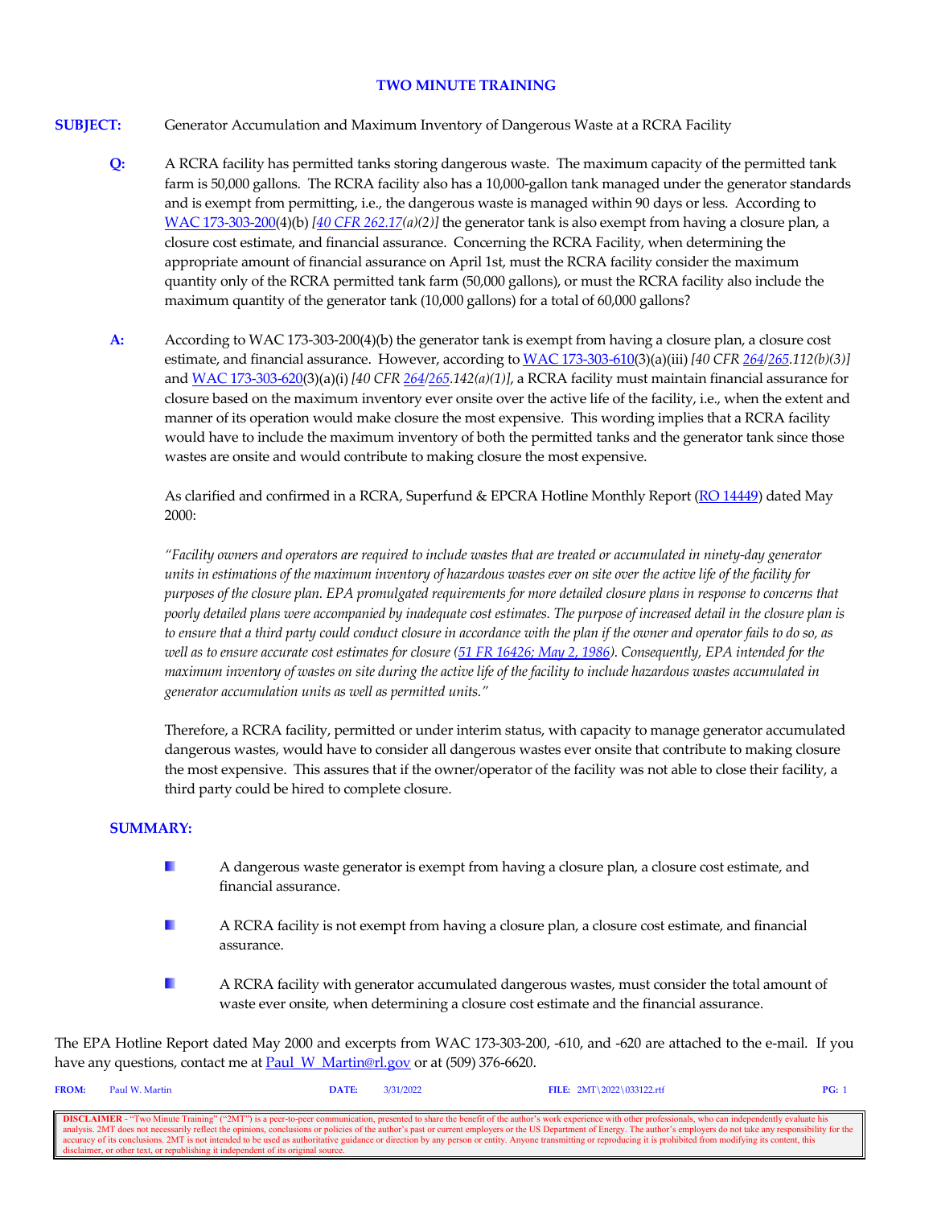# TWO MINUTE TRAINING

**SUBJECT:** Generator Accumulation and Maximum Inventory of Dangerous Waste at a RCRA Facility

**Q:** A RCRA facility has permitted tanks storing dangerous waste. The maximum capacity of the permitted tank farm is 50,000 gallons. The RCRA facility also has a 10,000-gallon tank managed under the generator standards and is exempt from permitting, i.e., the dangerous waste is managed within 90 days or less. According to WAC 173-303-200(4)(b) *[40 CFR 262.17(a)(2)]* the generator tank is also exempt from having a closure plan, a closure cost estimate, and financial assurance. Concerning the RCRA Facility, when determining the appropriate amount of financial assurance on April 1st, must the RCRA facility consider the maximum quantity only of the RCRA permitted tank farm (50,000 gallons), or must the RCRA facility also include the maximum quantity of the generator tank (10,000 gallons) for a total of 60,000 gallons?

**A:** According to WAC 173-303-200(4)(b) the generator tank is exempt from having a closure plan, a closure cost estimate, and financial assurance. However, according to WAC 173-303-610(3)(a)(iii) *[40 CFR 264/265.112(b)(3)]* and WAC 173-303-620(3)(a)(i) *[40 CFR 264/265.142(a)(1)]*, a RCRA facility must maintain financial assurance for closure based on the maximum inventory ever onsite over the active life of the facility, i.e., when the extent and manner of its operation would make closure the most expensive. This wording implies that a RCRA facility would have to include the maximum inventory of both the permitted tanks and the generator tank since those wastes are onsite and would contribute to making closure the most expensive.

As clarified and confirmed in a RCRA, Superfund & EPCRA Hotline Monthly Report (RO 14449) dated May 2000:

*"Facility owners and operators are required to include wastes that are treated or accumulated in ninety-day generator units in estimations of the maximum inventory of hazardous wastes ever on site over the active life of the facility for purposes of the closure plan. EPA promulgated requirements for more detailed closure plans in response to concerns that poorly detailed plans were accompanied by inadequate cost estimates. The purpose of increased detail in the closure plan is to ensure that a third party could conduct closure in accordance with the plan if the owner and operator fails to do so, as well as to ensure accurate cost estimates for closure (51 FR 16426; May 2, 1986). Consequently, EPA intended for the maximum inventory of wastes on site during the active life of the facility to include hazardous wastes accumulated in generator accumulation units as well as permitted units."*

Therefore, a RCRA facility, permitted or under interim status, with capacity to manage generator accumulated dangerous wastes, would have to consider all dangerous wastes ever onsite that contribute to making closure the most expensive. This assures that if the owner/operator of the facility was not able to close their facility, a third party could be hired to complete closure.

**SUMMARY:**

- A dangerous waste generator is exempt from having a closure plan, a closure cost estimate, and financial assurance.
- A RCRA facility is not exempt from having a closure plan, a closure cost estimate, and financial assurance.
- A RCRA facility with generator accumulated dangerous wastes, must consider the total amount of waste ever onsite, when determining a closure cost estimate and the financial assurance.

The EPA Hotline Report dated May 2000 and excerpts from WAC 173-303-200, -610, and -620 are attached to the e-mail. If you have any questions, contact me at Paul_W_Martin@rl.gov or at (509) 376-6620.

**FROM:** Paul W. Martin **DATE:** 3/31/2022 **FILE:** 2MT\2022\033122.rtf **PG:** 1

**DISCLAIMER** - "Two Minute Training" ("2MT") is a peer-to-peer communication, presented to share the benefit of the author's work experience with other professionals, who can independently evaluate his analysis. 2MT does not necessarily reflect the opinions, conclusions or policies of the author's past or current employers or the US Department of Energy. The author's employers do not take any responsibility for the accuracy of its conclusions. 2MT is not intended to be used as authoritative guidance or direction by any person or entity. Anyone transmitting or reproducing it is prohibited from modifying its content, this disclaimer, or other text, or republishing it independent of its original source.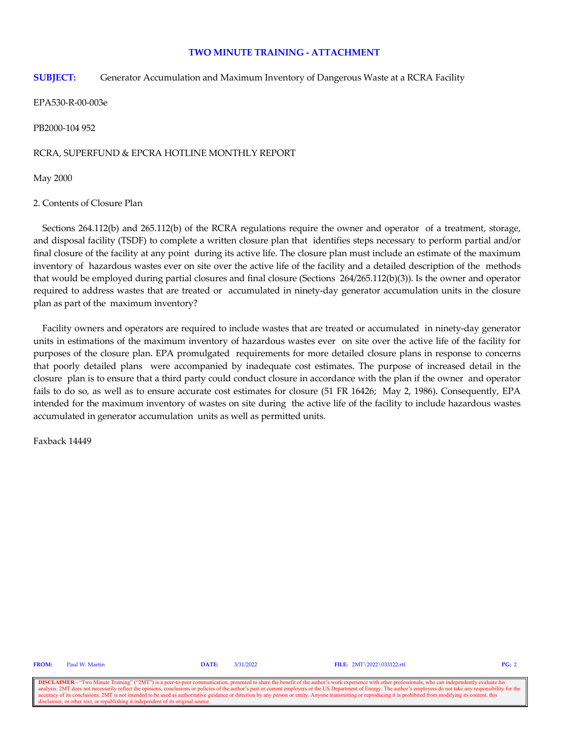## TWO MINUTE TRAINING - ATTACHMENT

**SUBJECT:** Generator Accumulation and Maximum Inventory of Dangerous Waste at a RCRA Facility

EPA530-R-00-003e

PB2000-104 952

RCRA, SUPERFUND & EPCRA HOTLINE MONTHLY REPORT

May 2000

2. Contents of Closure Plan

Sections 264.112(b) and 265.112(b) of the RCRA regulations require the owner and operator of a treatment, storage, and disposal facility (TSDF) to complete a written closure plan that identifies steps necessary to perform partial and/or final closure of the facility at any point during its active life. The closure plan must include an estimate of the maximum inventory of hazardous wastes ever on site over the active life of the facility and a detailed description of the methods that would be employed during partial closures and final closure (Sections 264/265.112(b)(3)). Is the owner and operator required to address wastes that are treated or accumulated in ninety-day generator accumulation units in the closure plan as part of the maximum inventory?

Facility owners and operators are required to include wastes that are treated or accumulated in ninety-day generator units in estimations of the maximum inventory of hazardous wastes ever on site over the active life of the facility for purposes of the closure plan. EPA promulgated requirements for more detailed closure plans in response to concerns that poorly detailed plans were accompanied by inadequate cost estimates. The purpose of increased detail in the closure plan is to ensure that a third party could conduct closure in accordance with the plan if the owner and operator fails to do so, as well as to ensure accurate cost estimates for closure (51 FR 16426; May 2, 1986). Consequently, EPA intended for the maximum inventory of wastes on site during the active life of the facility to include hazardous wastes accumulated in generator accumulation units as well as permitted units.

Faxback 14449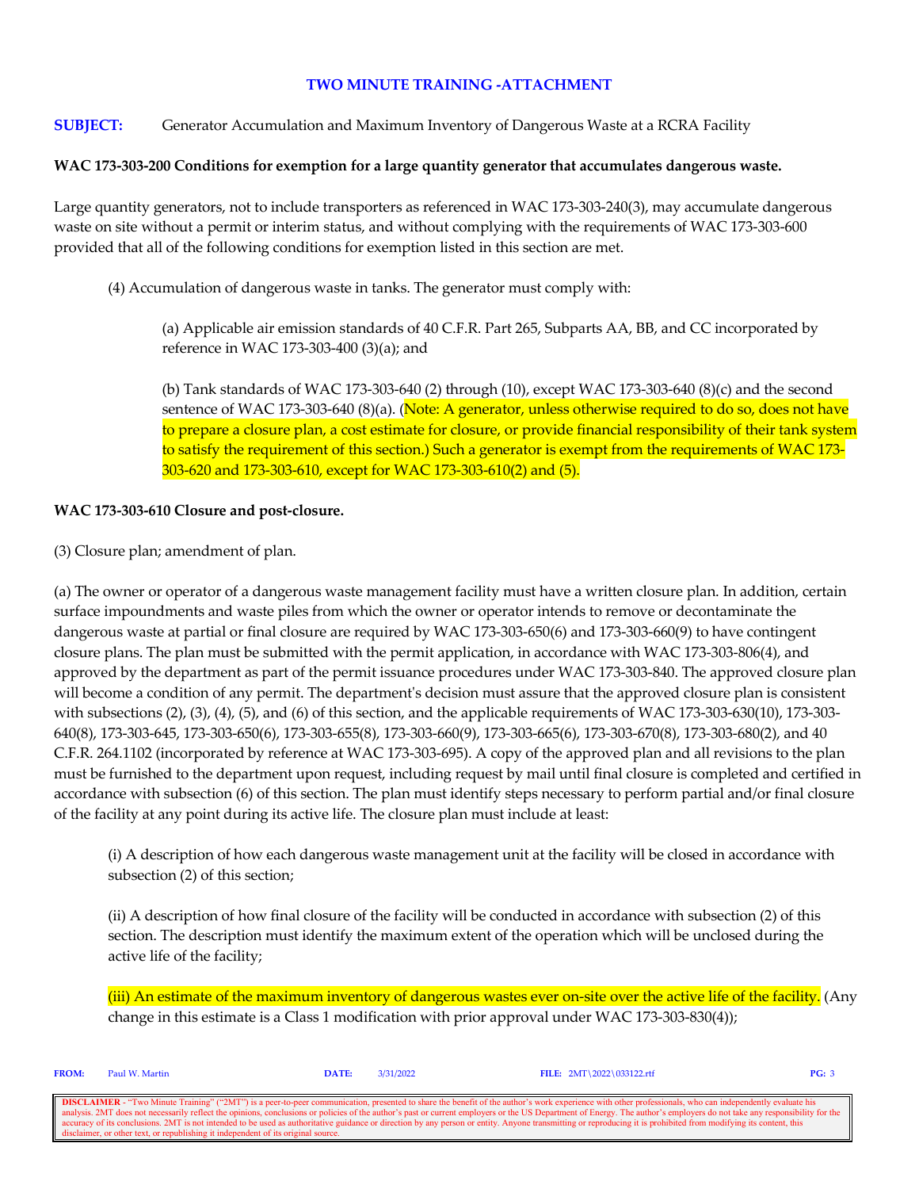**TWO MINUTE TRAINING -ATTACHMENT**

**SUBJECT:** Generator Accumulation and Maximum Inventory of Dangerous Waste at a RCRA Facility

**WAC 173-303-200 Conditions for exemption for a large quantity generator that accumulates dangerous waste.**

Large quantity generators, not to include transporters as referenced in WAC 173-303-240(3), may accumulate dangerous waste on site without a permit or interim status, and without complying with the requirements of WAC 173-303-600 provided that all of the following conditions for exemption listed in this section are met.

> (4) Accumulation of dangerous waste in tanks. The generator must comply with:
>
> > (a) Applicable air emission standards of 40 C.F.R. Part 265, Subparts AA, BB, and CC incorporated by reference in WAC 173-303-400 (3)(a); and
> >
> > (b) Tank standards of WAC 173-303-640 (2) through (10), except WAC 173-303-640 (8)(c) and the second sentence of WAC 173-303-640 (8)(a). (Note: A generator, unless otherwise required to do so, does not have to prepare a closure plan, a cost estimate for closure, or provide financial responsibility of their tank system to satisfy the requirement of this section.) Such a generator is exempt from the requirements of WAC 173-303-620 and 173-303-610, except for WAC 173-303-610(2) and (5).

**WAC 173-303-610 Closure and post-closure.**

(3) Closure plan; amendment of plan.

(a) The owner or operator of a dangerous waste management facility must have a written closure plan. In addition, certain surface impoundments and waste piles from which the owner or operator intends to remove or decontaminate the dangerous waste at partial or final closure are required by WAC 173-303-650(6) and 173-303-660(9) to have contingent closure plans. The plan must be submitted with the permit application, in accordance with WAC 173-303-806(4), and approved by the department as part of the permit issuance procedures under WAC 173-303-840. The approved closure plan will become a condition of any permit. The department's decision must assure that the approved closure plan is consistent with subsections (2), (3), (4), (5), and (6) of this section, and the applicable requirements of WAC 173-303-630(10), 173-303-640(8), 173-303-645, 173-303-650(6), 173-303-655(8), 173-303-660(9), 173-303-665(6), 173-303-670(8), 173-303-680(2), and 40 C.F.R. 264.1102 (incorporated by reference at WAC 173-303-695). A copy of the approved plan and all revisions to the plan must be furnished to the department upon request, including request by mail until final closure is completed and certified in accordance with subsection (6) of this section. The plan must identify steps necessary to perform partial and/or final closure of the facility at any point during its active life. The closure plan must include at least:

> (i) A description of how each dangerous waste management unit at the facility will be closed in accordance with subsection (2) of this section;
>
> (ii) A description of how final closure of the facility will be conducted in accordance with subsection (2) of this section. The description must identify the maximum extent of the operation which will be unclosed during the active life of the facility;
>
> (iii) An estimate of the maximum inventory of dangerous wastes ever on-site over the active life of the facility. (Any change in this estimate is a Class 1 modification with prior approval under WAC 173-303-830(4));

**FROM:** Paul W. Martin **DATE:** 3/31/2022 **FILE:** 2MT\2022\033122.rtf

DISCLAIMER - "Two Minute Training" ("2MT") is a peer-to-peer communication, presented to share the benefit of the author's work experience with other professionals, who can independently evaluate his analysis. 2MT does not necessarily reflect the opinions, conclusions or policies of the author's past or current employers or the US Department of Energy. The author's employers do not take any responsibility for the accuracy of its conclusions. 2MT is not intended to be used as authoritative guidance or direction by any person or entity. Anyone transmitting or reproducing it is prohibited from modifying its content, this disclaimer, or other text, or republishing it independent of its original source.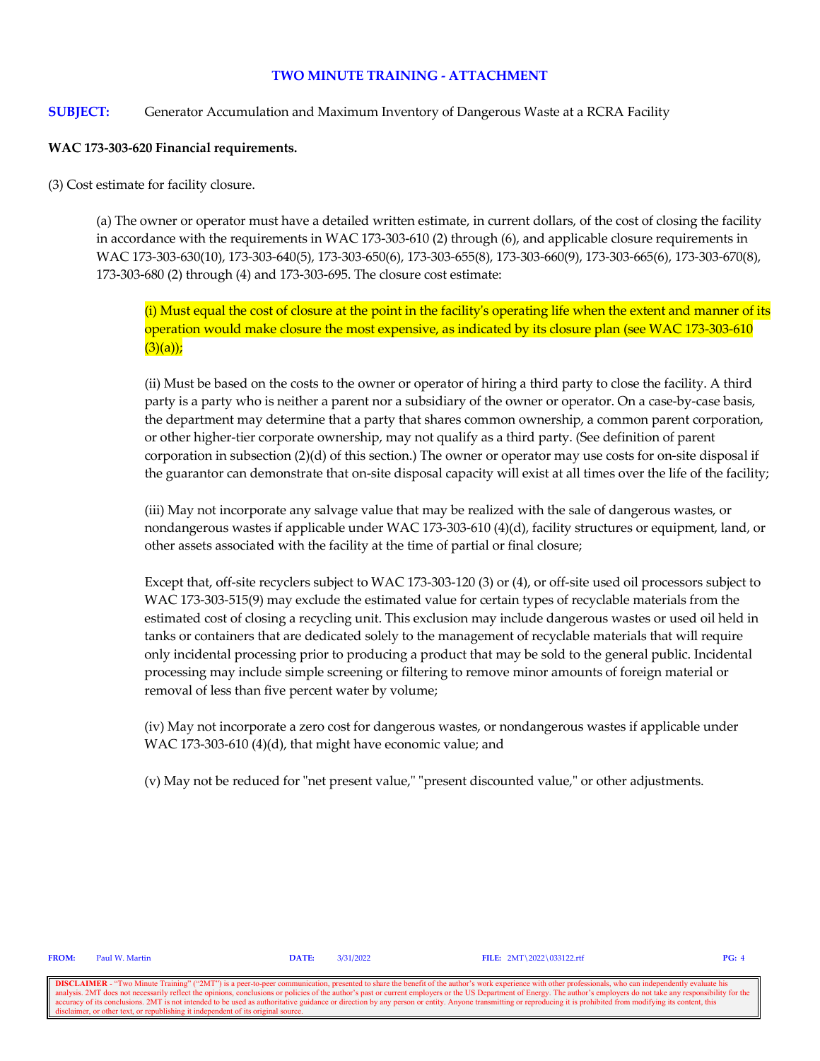**TWO MINUTE TRAINING - ATTACHMENT**

**SUBJECT:** Generator Accumulation and Maximum Inventory of Dangerous Waste at a RCRA Facility

**WAC 173-303-620 Financial requirements.**

(3) Cost estimate for facility closure.

(a) The owner or operator must have a detailed written estimate, in current dollars, of the cost of closing the facility in accordance with the requirements in WAC 173-303-610 (2) through (6), and applicable closure requirements in WAC 173-303-630(10), 173-303-640(5), 173-303-650(6), 173-303-655(8), 173-303-660(9), 173-303-665(6), 173-303-670(8), 173-303-680 (2) through (4) and 173-303-695. The closure cost estimate:

(i) Must equal the cost of closure at the point in the facility's operating life when the extent and manner of its operation would make closure the most expensive, as indicated by its closure plan (see WAC 173-303-610 (3)(a));

(ii) Must be based on the costs to the owner or operator of hiring a third party to close the facility. A third party is a party who is neither a parent nor a subsidiary of the owner or operator. On a case-by-case basis, the department may determine that a party that shares common ownership, a common parent corporation, or other higher-tier corporate ownership, may not qualify as a third party. (See definition of parent corporation in subsection (2)(d) of this section.) The owner or operator may use costs for on-site disposal if the guarantor can demonstrate that on-site disposal capacity will exist at all times over the life of the facility;

(iii) May not incorporate any salvage value that may be realized with the sale of dangerous wastes, or nondangerous wastes if applicable under WAC 173-303-610 (4)(d), facility structures or equipment, land, or other assets associated with the facility at the time of partial or final closure;

Except that, off-site recyclers subject to WAC 173-303-120 (3) or (4), or off-site used oil processors subject to WAC 173-303-515(9) may exclude the estimated value for certain types of recyclable materials from the estimated cost of closing a recycling unit. This exclusion may include dangerous wastes or used oil held in tanks or containers that are dedicated solely to the management of recyclable materials that will require only incidental processing prior to producing a product that may be sold to the general public. Incidental processing may include simple screening or filtering to remove minor amounts of foreign material or removal of less than five percent water by volume;

(iv) May not incorporate a zero cost for dangerous wastes, or nondangerous wastes if applicable under WAC 173-303-610 (4)(d), that might have economic value; and

(v) May not be reduced for "net present value," "present discounted value," or other adjustments.

**FROM:** Paul W. Martin **DATE:** 3/31/2022 **FILE:** 2MT\2022\033122.rtf

**DISCLAIMER** - "Two Minute Training" ("2MT") is a peer-to-peer communication, presented to share the benefit of the author's work experience with other professionals, who can independently evaluate his analysis. 2MT does not necessarily reflect the opinions, conclusions or policies of the author's past or current employers or the US Department of Energy. The author's employers do not take any responsibility for the accuracy of its conclusions. 2MT is not intended to be used as authoritative guidance or direction by any person or entity. Anyone transmitting or reproducing it is prohibited from modifying its content, this disclaimer, or other text, or republishing it independent of its original source.